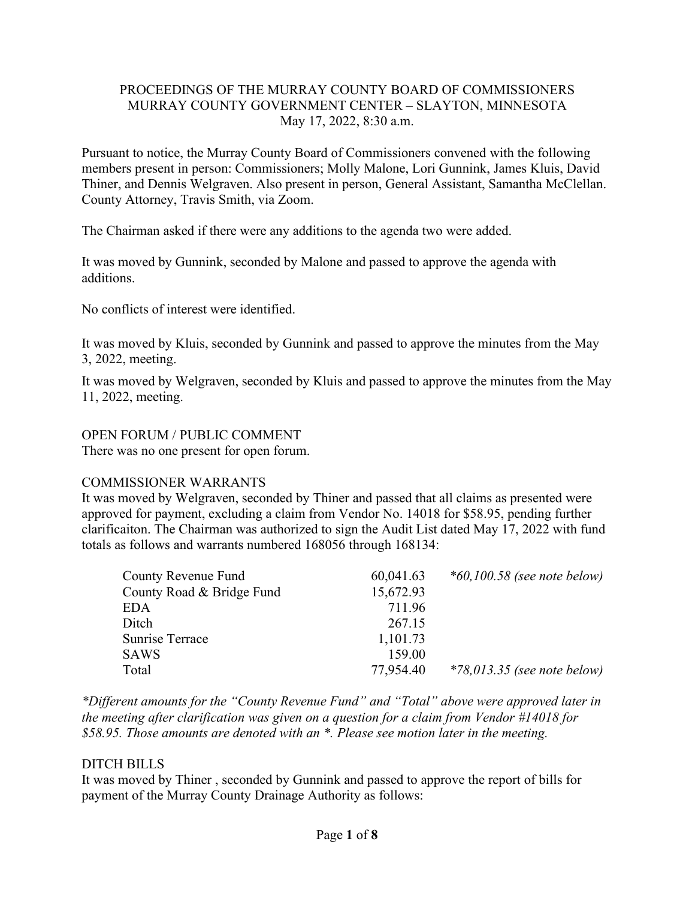PROCEEDINGS OF THE MURRAY COUNTY BOARD OF COMMISSIONERS
MURRAY COUNTY GOVERNMENT CENTER – SLAYTON, MINNESOTA
May 17, 2022, 8:30 a.m.

Pursuant to notice, the Murray County Board of Commissioners convened with the following members present in person: Commissioners; Molly Malone, Lori Gunnink, James Kluis, David Thiner, and Dennis Welgraven. Also present in person, General Assistant, Samantha McClellan. County Attorney, Travis Smith, via Zoom.

The Chairman asked if there were any additions to the agenda two were added.

It was moved by Gunnink, seconded by Malone and passed to approve the agenda with additions.

No conflicts of interest were identified.

It was moved by Kluis, seconded by Gunnink and passed to approve the minutes from the May 3, 2022, meeting.

It was moved by Welgraven, seconded by Kluis and passed to approve the minutes from the May 11, 2022, meeting.

OPEN FORUM / PUBLIC COMMENT

There was no one present for open forum.

COMMISSIONER WARRANTS

It was moved by Welgraven, seconded by Thiner and passed that all claims as presented were approved for payment, excluding a claim from Vendor No. 14018 for $58.95, pending further clarificaiton. The Chairman was authorized to sign the Audit List dated May 17, 2022 with fund totals as follows and warrants numbered 168056 through 168134:

| | | |
|---|---|---|
| County Revenue Fund | 60,041.63 | *\*60,100.58 (see note below)* |
| County Road & Bridge Fund | 15,672.93 | |
| EDA | 711.96 | |
| Ditch | 267.15 | |
| Sunrise Terrace | 1,101.73 | |
| SAWS | 159.00 | |
| Total | 77,954.40 | *\*78,013.35 (see note below)* |

*\*Different amounts for the "County Revenue Fund" and "Total" above were approved later in the meeting after clarification was given on a question for a claim from Vendor #14018 for $58.95. Those amounts are denoted with an \*. Please see motion later in the meeting.*

DITCH BILLS

It was moved by Thiner , seconded by Gunnink and passed to approve the report of bills for payment of the Murray County Drainage Authority as follows: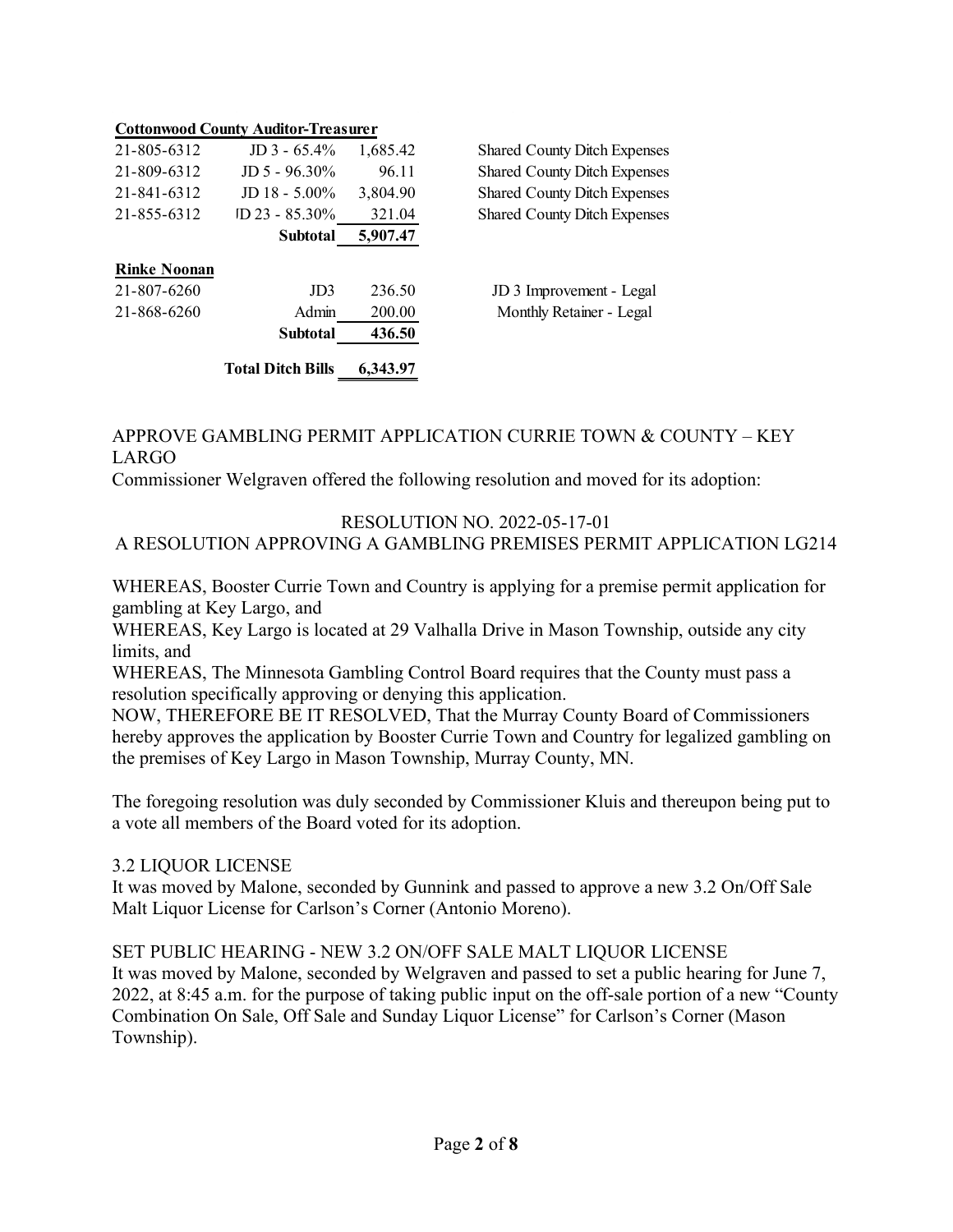**Cottonwood County Auditor-Treasurer**

| | | | |
|---|---|---|---|
| 21-805-6312 | JD 3 - 65.4% | 1,685.42 | Shared County Ditch Expenses |
| 21-809-6312 | JD 5 - 96.30% | 96.11 | Shared County Ditch Expenses |
| 21-841-6312 | JD 18 - 5.00% | 3,804.90 | Shared County Ditch Expenses |
| 21-855-6312 | JD 23 - 85.30% | 321.04 | Shared County Ditch Expenses |
| | **Subtotal** | **5,907.47** | |

**Rinke Noonan**

| | | | |
|---|---|---|---|
| 21-807-6260 | JD3 | 236.50 | JD 3 Improvement - Legal |
| 21-868-6260 | Admin | 200.00 | Monthly Retainer - Legal |
| | **Subtotal** | **436.50** | |
| | **Total Ditch Bills** | **6,343.97** | |

APPROVE GAMBLING PERMIT APPLICATION CURRIE TOWN & COUNTY – KEY LARGO

Commissioner Welgraven offered the following resolution and moved for its adoption:

RESOLUTION NO. 2022-05-17-01

A RESOLUTION APPROVING A GAMBLING PREMISES PERMIT APPLICATION LG214

WHEREAS, Booster Currie Town and Country is applying for a premise permit application for gambling at Key Largo, and

WHEREAS, Key Largo is located at 29 Valhalla Drive in Mason Township, outside any city limits, and

WHEREAS, The Minnesota Gambling Control Board requires that the County must pass a resolution specifically approving or denying this application.

NOW, THEREFORE BE IT RESOLVED, That the Murray County Board of Commissioners hereby approves the application by Booster Currie Town and Country for legalized gambling on the premises of Key Largo in Mason Township, Murray County, MN.

The foregoing resolution was duly seconded by Commissioner Kluis and thereupon being put to a vote all members of the Board voted for its adoption.

3.2 LIQUOR LICENSE

It was moved by Malone, seconded by Gunnink and passed to approve a new 3.2 On/Off Sale Malt Liquor License for Carlson's Corner (Antonio Moreno).

SET PUBLIC HEARING - NEW 3.2 ON/OFF SALE MALT LIQUOR LICENSE

It was moved by Malone, seconded by Welgraven and passed to set a public hearing for June 7, 2022, at 8:45 a.m. for the purpose of taking public input on the off-sale portion of a new "County Combination On Sale, Off Sale and Sunday Liquor License" for Carlson's Corner (Mason Township).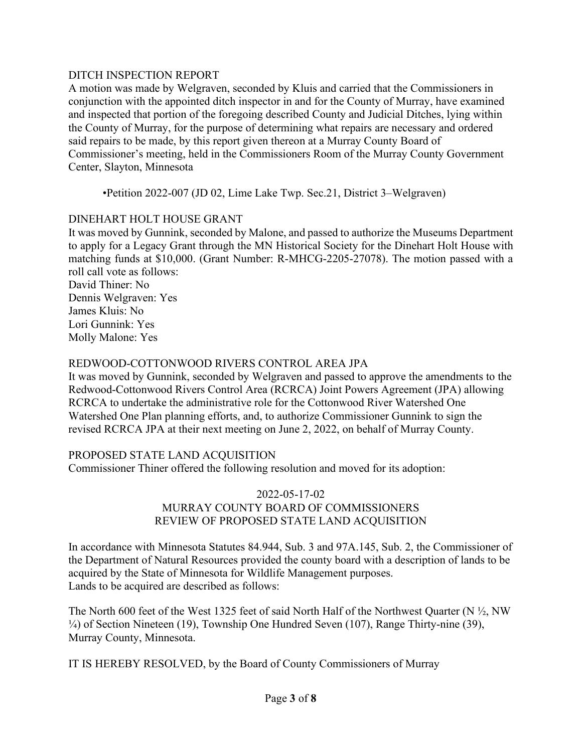## DITCH INSPECTION REPORT

A motion was made by Welgraven, seconded by Kluis and carried that the Commissioners in conjunction with the appointed ditch inspector in and for the County of Murray, have examined and inspected that portion of the foregoing described County and Judicial Ditches, lying within the County of Murray, for the purpose of determining what repairs are necessary and ordered said repairs to be made, by this report given thereon at a Murray County Board of Commissioner's meeting, held in the Commissioners Room of the Murray County Government Center, Slayton, Minnesota

- Petition 2022-007 (JD 02, Lime Lake Twp. Sec.21, District 3–Welgraven)

## DINEHART HOLT HOUSE GRANT

It was moved by Gunnink, seconded by Malone, and passed to authorize the Museums Department to apply for a Legacy Grant through the MN Historical Society for the Dinehart Holt House with matching funds at $10,000. (Grant Number: R-MHCG-2205-27078). The motion passed with a roll call vote as follows:

David Thiner: No
Dennis Welgraven: Yes
James Kluis: No
Lori Gunnink: Yes
Molly Malone: Yes

## REDWOOD-COTTONWOOD RIVERS CONTROL AREA JPA

It was moved by Gunnink, seconded by Welgraven and passed to approve the amendments to the Redwood-Cottonwood Rivers Control Area (RCRCA) Joint Powers Agreement (JPA) allowing RCRCA to undertake the administrative role for the Cottonwood River Watershed One Watershed One Plan planning efforts, and, to authorize Commissioner Gunnink to sign the revised RCRCA JPA at their next meeting on June 2, 2022, on behalf of Murray County.

## PROPOSED STATE LAND ACQUISITION

Commissioner Thiner offered the following resolution and moved for its adoption:

2022-05-17-02
MURRAY COUNTY BOARD OF COMMISSIONERS
REVIEW OF PROPOSED STATE LAND ACQUISITION

In accordance with Minnesota Statutes 84.944, Sub. 3 and 97A.145, Sub. 2, the Commissioner of the Department of Natural Resources provided the county board with a description of lands to be acquired by the State of Minnesota for Wildlife Management purposes.
Lands to be acquired are described as follows:

The North 600 feet of the West 1325 feet of said North Half of the Northwest Quarter (N ½, NW ¼) of Section Nineteen (19), Township One Hundred Seven (107), Range Thirty-nine (39), Murray County, Minnesota.

IT IS HEREBY RESOLVED, by the Board of County Commissioners of Murray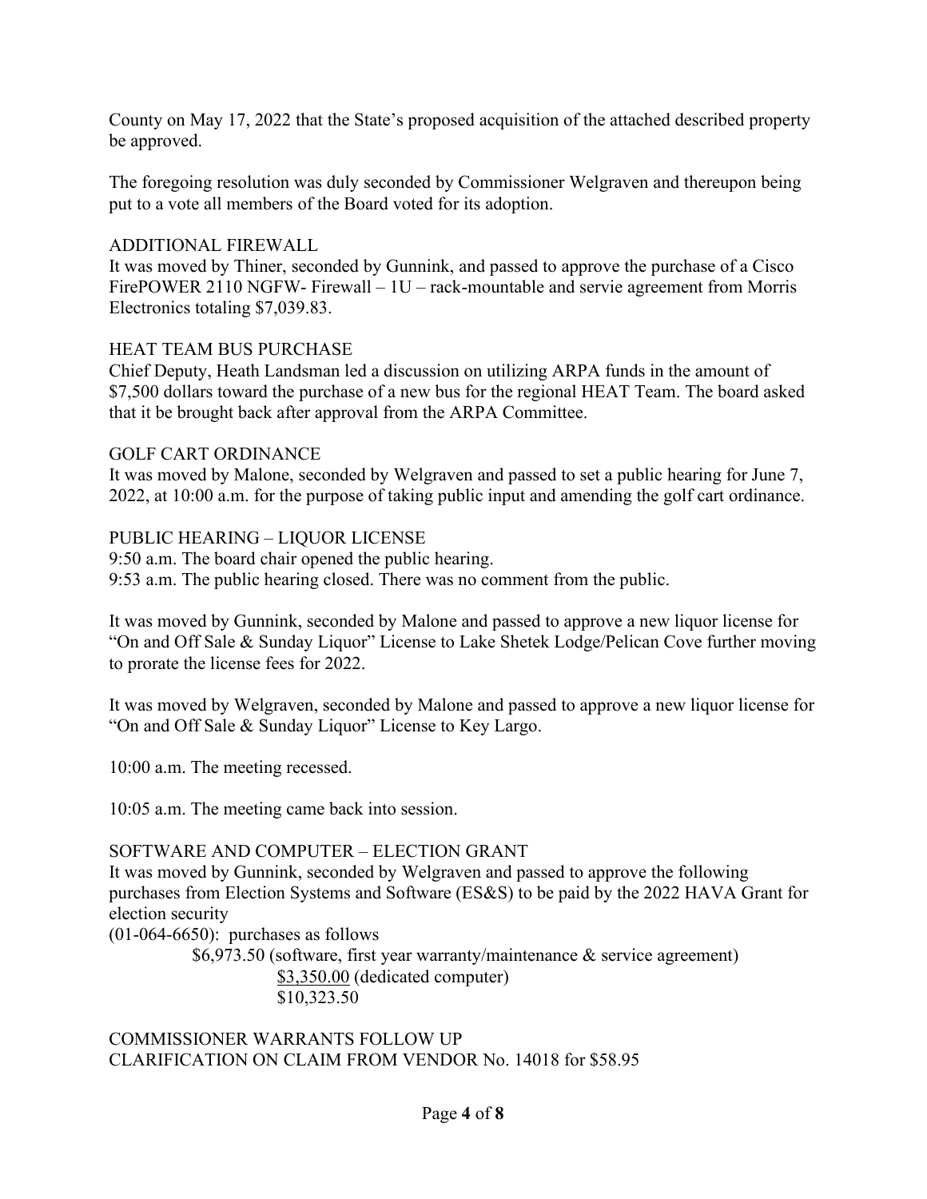County on May 17, 2022 that the State's proposed acquisition of the attached described property be approved.

The foregoing resolution was duly seconded by Commissioner Welgraven and thereupon being put to a vote all members of the Board voted for its adoption.

ADDITIONAL FIREWALL

It was moved by Thiner, seconded by Gunnink, and passed to approve the purchase of a Cisco FirePOWER 2110 NGFW- Firewall – 1U – rack-mountable and servie agreement from Morris Electronics totaling $7,039.83.

HEAT TEAM BUS PURCHASE

Chief Deputy, Heath Landsman led a discussion on utilizing ARPA funds in the amount of $7,500 dollars toward the purchase of a new bus for the regional HEAT Team. The board asked that it be brought back after approval from the ARPA Committee.

GOLF CART ORDINANCE

It was moved by Malone, seconded by Welgraven and passed to set a public hearing for June 7, 2022, at 10:00 a.m. for the purpose of taking public input and amending the golf cart ordinance.

PUBLIC HEARING – LIQUOR LICENSE

9:50 a.m. The board chair opened the public hearing.
9:53 a.m. The public hearing closed. There was no comment from the public.

It was moved by Gunnink, seconded by Malone and passed to approve a new liquor license for "On and Off Sale & Sunday Liquor" License to Lake Shetek Lodge/Pelican Cove further moving to prorate the license fees for 2022.

It was moved by Welgraven, seconded by Malone and passed to approve a new liquor license for "On and Off Sale & Sunday Liquor" License to Key Largo.

10:00 a.m. The meeting recessed.

10:05 a.m. The meeting came back into session.

SOFTWARE AND COMPUTER – ELECTION GRANT

It was moved by Gunnink, seconded by Welgraven and passed to approve the following purchases from Election Systems and Software (ES&S) to be paid by the 2022 HAVA Grant for election security
(01-064-6650): purchases as follows

$6,973.50 (software, first year warranty/maintenance & service agreement)
$3,350.00 (dedicated computer)
$10,323.50

COMMISSIONER WARRANTS FOLLOW UP
CLARIFICATION ON CLAIM FROM VENDOR No. 14018 for $58.95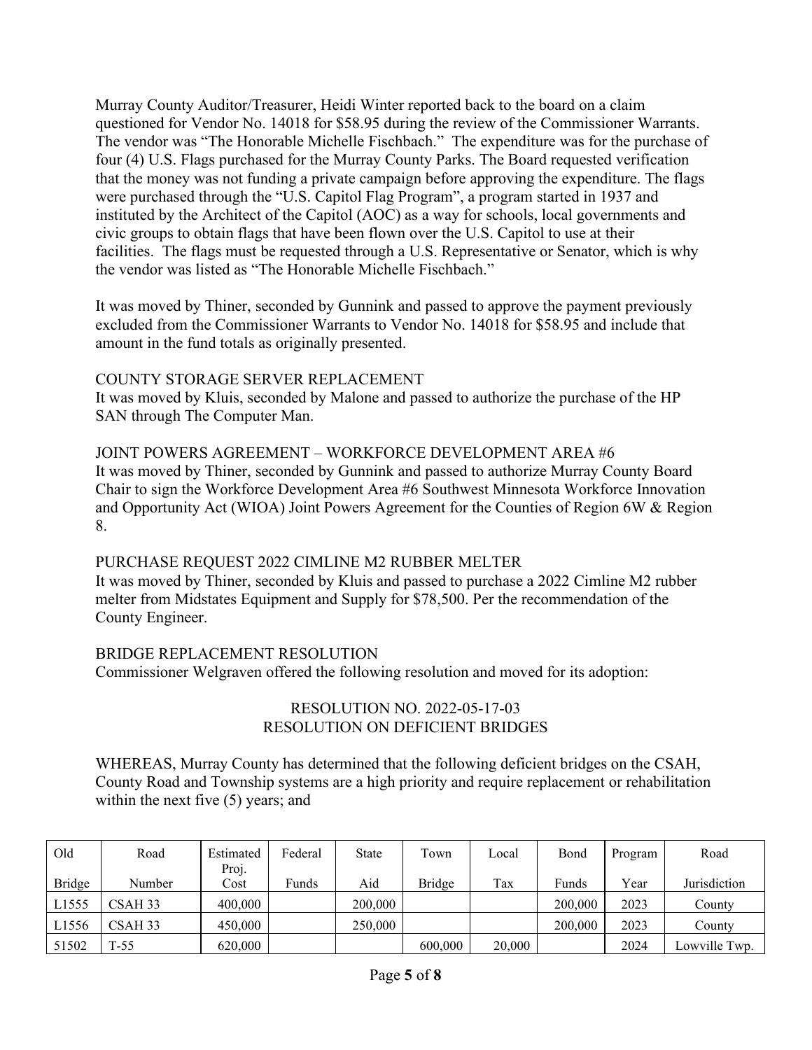Murray County Auditor/Treasurer, Heidi Winter reported back to the board on a claim questioned for Vendor No. 14018 for $58.95 during the review of the Commissioner Warrants. The vendor was "The Honorable Michelle Fischbach." The expenditure was for the purchase of four (4) U.S. Flags purchased for the Murray County Parks. The Board requested verification that the money was not funding a private campaign before approving the expenditure. The flags were purchased through the "U.S. Capitol Flag Program", a program started in 1937 and instituted by the Architect of the Capitol (AOC) as a way for schools, local governments and civic groups to obtain flags that have been flown over the U.S. Capitol to use at their facilities. The flags must be requested through a U.S. Representative or Senator, which is why the vendor was listed as "The Honorable Michelle Fischbach."

It was moved by Thiner, seconded by Gunnink and passed to approve the payment previously excluded from the Commissioner Warrants to Vendor No. 14018 for $58.95 and include that amount in the fund totals as originally presented.

COUNTY STORAGE SERVER REPLACEMENT
It was moved by Kluis, seconded by Malone and passed to authorize the purchase of the HP SAN through The Computer Man.

JOINT POWERS AGREEMENT – WORKFORCE DEVELOPMENT AREA #6
It was moved by Thiner, seconded by Gunnink and passed to authorize Murray County Board Chair to sign the Workforce Development Area #6 Southwest Minnesota Workforce Innovation and Opportunity Act (WIOA) Joint Powers Agreement for the Counties of Region 6W & Region 8.

PURCHASE REQUEST 2022 CIMLINE M2 RUBBER MELTER
It was moved by Thiner, seconded by Kluis and passed to purchase a 2022 Cimline M2 rubber melter from Midstates Equipment and Supply for $78,500. Per the recommendation of the County Engineer.

BRIDGE REPLACEMENT RESOLUTION
Commissioner Welgraven offered the following resolution and moved for its adoption:

RESOLUTION NO. 2022-05-17-03
RESOLUTION ON DEFICIENT BRIDGES

WHEREAS, Murray County has determined that the following deficient bridges on the CSAH, County Road and Township systems are a high priority and require replacement or rehabilitation within the next five (5) years; and

| Old Bridge | Road Number | Estimated Proj. Cost | Federal Funds | State Aid | Town Bridge | Local Tax | Bond Funds | Program Year | Road Jurisdiction |
|---|---|---|---|---|---|---|---|---|---|
| L1555 | CSAH 33 | 400,000 | | 200,000 | | | 200,000 | 2023 | County |
| L1556 | CSAH 33 | 450,000 | | 250,000 | | | 200,000 | 2023 | County |
| 51502 | T-55 | 620,000 | | | 600,000 | 20,000 | | 2024 | Lowville Twp. |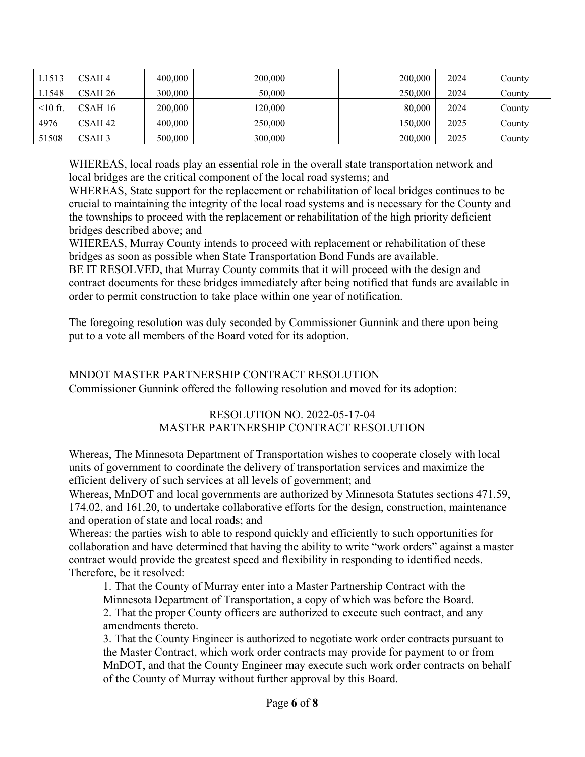| | | | | | | | | | |
|---|---|---|---|---|---|---|---|---|---|
| L1513 | CSAH 4 | 400,000 | | 200,000 | | | 200,000 | 2024 | County |
| L1548 | CSAH 26 | 300,000 | | 50,000 | | | 250,000 | 2024 | County |
| <10 ft. | CSAH 16 | 200,000 | | 120,000 | | | 80,000 | 2024 | County |
| 4976 | CSAH 42 | 400,000 | | 250,000 | | | 150,000 | 2025 | County |
| 51508 | CSAH 3 | 500,000 | | 300,000 | | | 200,000 | 2025 | County |

WHEREAS, local roads play an essential role in the overall state transportation network and local bridges are the critical component of the local road systems; and

WHEREAS, State support for the replacement or rehabilitation of local bridges continues to be crucial to maintaining the integrity of the local road systems and is necessary for the County and the townships to proceed with the replacement or rehabilitation of the high priority deficient bridges described above; and

WHEREAS, Murray County intends to proceed with replacement or rehabilitation of these bridges as soon as possible when State Transportation Bond Funds are available.

BE IT RESOLVED, that Murray County commits that it will proceed with the design and contract documents for these bridges immediately after being notified that funds are available in order to permit construction to take place within one year of notification.

The foregoing resolution was duly seconded by Commissioner Gunnink and there upon being put to a vote all members of the Board voted for its adoption.

MNDOT MASTER PARTNERSHIP CONTRACT RESOLUTION

Commissioner Gunnink offered the following resolution and moved for its adoption:

RESOLUTION NO. 2022-05-17-04
MASTER PARTNERSHIP CONTRACT RESOLUTION

Whereas, The Minnesota Department of Transportation wishes to cooperate closely with local units of government to coordinate the delivery of transportation services and maximize the efficient delivery of such services at all levels of government; and

Whereas, MnDOT and local governments are authorized by Minnesota Statutes sections 471.59, 174.02, and 161.20, to undertake collaborative efforts for the design, construction, maintenance and operation of state and local roads; and

Whereas: the parties wish to able to respond quickly and efficiently to such opportunities for collaboration and have determined that having the ability to write "work orders" against a master contract would provide the greatest speed and flexibility in responding to identified needs.

Therefore, be it resolved:

1. That the County of Murray enter into a Master Partnership Contract with the Minnesota Department of Transportation, a copy of which was before the Board.
2. That the proper County officers are authorized to execute such contract, and any amendments thereto.
3. That the County Engineer is authorized to negotiate work order contracts pursuant to the Master Contract, which work order contracts may provide for payment to or from MnDOT, and that the County Engineer may execute such work order contracts on behalf of the County of Murray without further approval by this Board.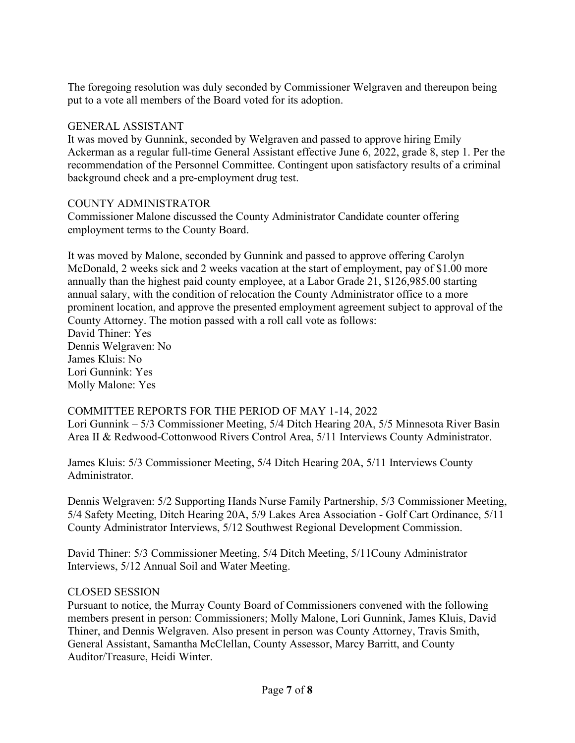The foregoing resolution was duly seconded by Commissioner Welgraven and thereupon being put to a vote all members of the Board voted for its adoption.

GENERAL ASSISTANT
It was moved by Gunnink, seconded by Welgraven and passed to approve hiring Emily Ackerman as a regular full-time General Assistant effective June 6, 2022, grade 8, step 1. Per the recommendation of the Personnel Committee. Contingent upon satisfactory results of a criminal background check and a pre-employment drug test.

COUNTY ADMINISTRATOR
Commissioner Malone discussed the County Administrator Candidate counter offering employment terms to the County Board.

It was moved by Malone, seconded by Gunnink and passed to approve offering Carolyn McDonald, 2 weeks sick and 2 weeks vacation at the start of employment, pay of $1.00 more annually than the highest paid county employee, at a Labor Grade 21, $126,985.00 starting annual salary, with the condition of relocation the County Administrator office to a more prominent location, and approve the presented employment agreement subject to approval of the County Attorney. The motion passed with a roll call vote as follows:
David Thiner: Yes
Dennis Welgraven: No
James Kluis: No
Lori Gunnink: Yes
Molly Malone: Yes

COMMITTEE REPORTS FOR THE PERIOD OF MAY 1-14, 2022
Lori Gunnink – 5/3 Commissioner Meeting, 5/4 Ditch Hearing 20A, 5/5 Minnesota River Basin Area II & Redwood-Cottonwood Rivers Control Area, 5/11 Interviews County Administrator.

James Kluis: 5/3 Commissioner Meeting, 5/4 Ditch Hearing 20A, 5/11 Interviews County Administrator.

Dennis Welgraven: 5/2 Supporting Hands Nurse Family Partnership, 5/3 Commissioner Meeting, 5/4 Safety Meeting, Ditch Hearing 20A, 5/9 Lakes Area Association - Golf Cart Ordinance, 5/11 County Administrator Interviews, 5/12 Southwest Regional Development Commission.

David Thiner: 5/3 Commissioner Meeting, 5/4 Ditch Meeting, 5/11Couny Administrator Interviews, 5/12 Annual Soil and Water Meeting.

CLOSED SESSION
Pursuant to notice, the Murray County Board of Commissioners convened with the following members present in person: Commissioners; Molly Malone, Lori Gunnink, James Kluis, David Thiner, and Dennis Welgraven. Also present in person was County Attorney, Travis Smith, General Assistant, Samantha McClellan, County Assessor, Marcy Barritt, and County Auditor/Treasure, Heidi Winter.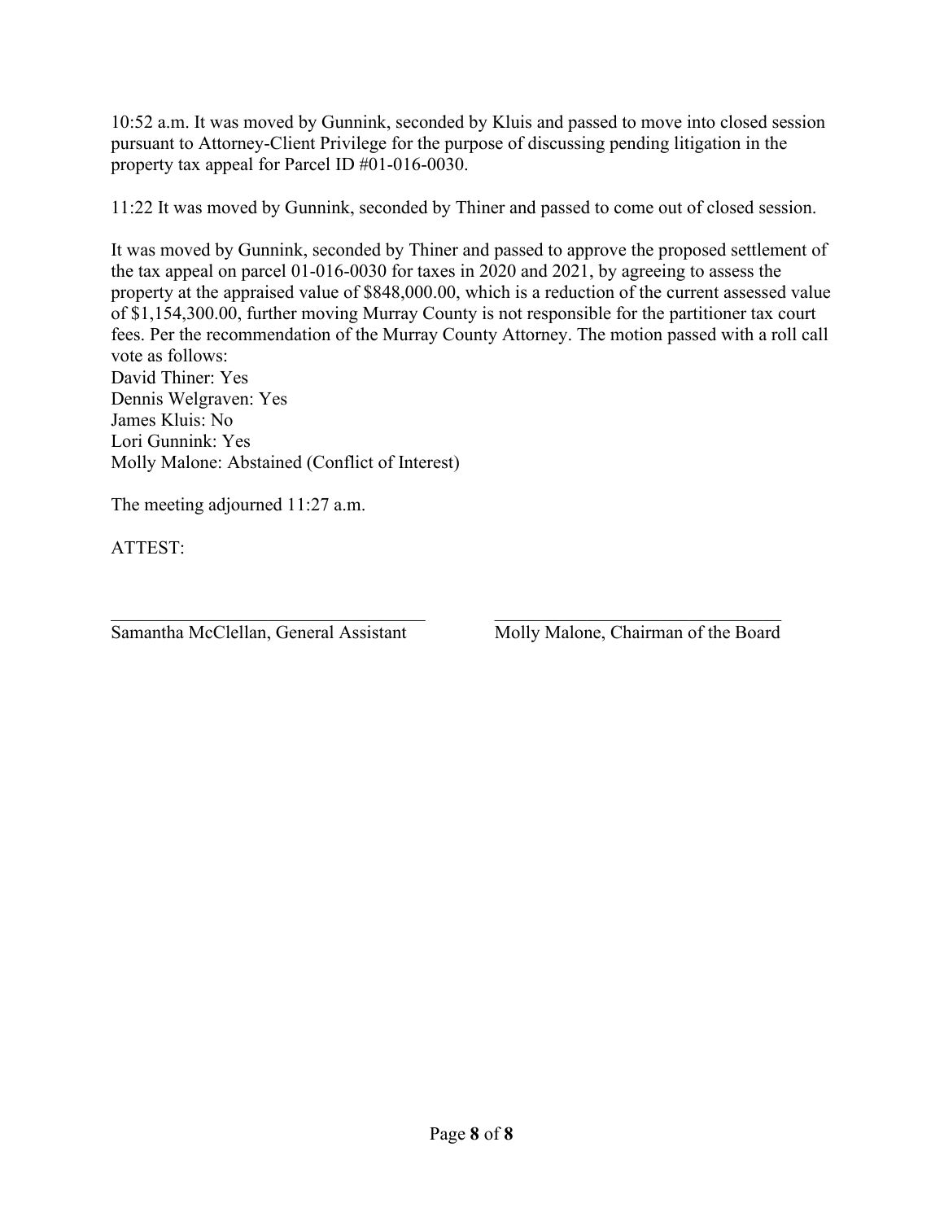10:52 a.m. It was moved by Gunnink, seconded by Kluis and passed to move into closed session pursuant to Attorney-Client Privilege for the purpose of discussing pending litigation in the property tax appeal for Parcel ID #01-016-0030.

11:22 It was moved by Gunnink, seconded by Thiner and passed to come out of closed session.

It was moved by Gunnink, seconded by Thiner and passed to approve the proposed settlement of the tax appeal on parcel 01-016-0030 for taxes in 2020 and 2021, by agreeing to assess the property at the appraised value of $848,000.00, which is a reduction of the current assessed value of $1,154,300.00, further moving Murray County is not responsible for the partitioner tax court fees. Per the recommendation of the Murray County Attorney. The motion passed with a roll call vote as follows:
David Thiner: Yes
Dennis Welgraven: Yes
James Kluis: No
Lori Gunnink: Yes
Molly Malone: Abstained (Conflict of Interest)

The meeting adjourned 11:27 a.m.

ATTEST:

\_\_\_\_\_\_\_\_\_\_\_\_\_\_\_\_\_\_\_\_\_\_\_\_\_\_\_\_\_\_\_\_\_\_\_
Samantha McClellan, General Assistant

\_\_\_\_\_\_\_\_\_\_\_\_\_\_\_\_\_\_\_\_\_\_\_\_\_\_\_\_\_\_\_\_\_\_\_
Molly Malone, Chairman of the Board